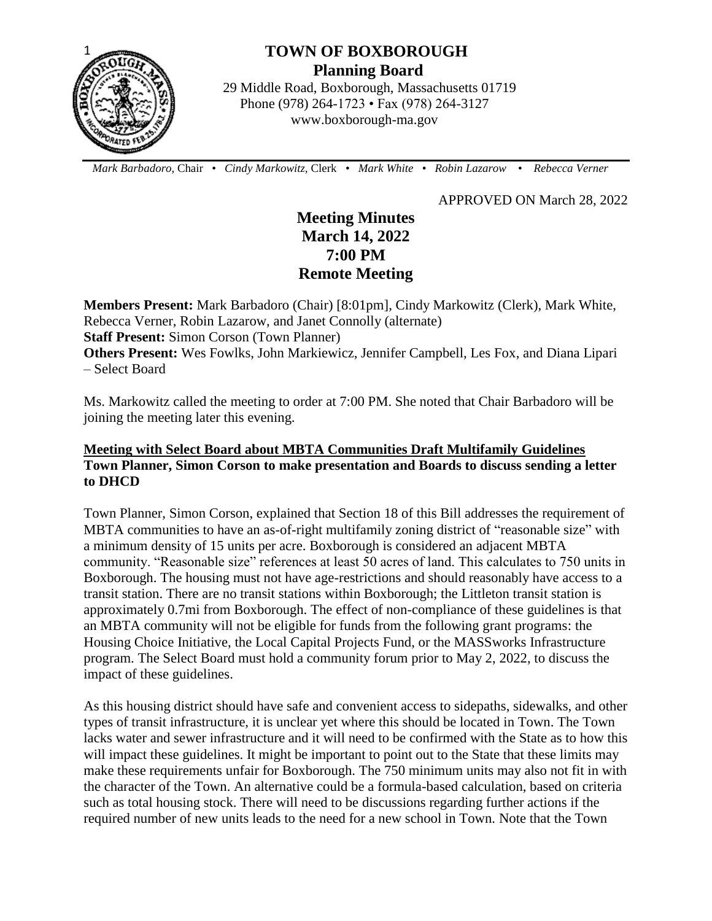# TOWN OF BOXBOROUGH

## Planning Board

29 Middle Road, Boxborough, Massachusetts 01719
Phone (978) 264-1723 • Fax (978) 264-3127
www.boxborough-ma.gov

*Mark Barbadoro,* Chair • *Cindy Markowitz,* Clerk • *Mark White* • *Robin Lazarow* • *Rebecca Verner*

APPROVED ON March 28, 2022

# Meeting Minutes
# March 14, 2022
# 7:00 PM
# Remote Meeting

**Members Present:** Mark Barbadoro (Chair) [8:01pm], Cindy Markowitz (Clerk), Mark White, Rebecca Verner, Robin Lazarow, and Janet Connolly (alternate)
**Staff Present:** Simon Corson (Town Planner)
**Others Present:** Wes Fowlks, John Markiewicz, Jennifer Campbell, Les Fox, and Diana Lipari – Select Board

Ms. Markowitz called the meeting to order at 7:00 PM. She noted that Chair Barbadoro will be joining the meeting later this evening.

**Meeting with Select Board about MBTA Communities Draft Multifamily Guidelines**
**Town Planner, Simon Corson to make presentation and Boards to discuss sending a letter to DHCD**

Town Planner, Simon Corson, explained that Section 18 of this Bill addresses the requirement of MBTA communities to have an as-of-right multifamily zoning district of "reasonable size" with a minimum density of 15 units per acre. Boxborough is considered an adjacent MBTA community. "Reasonable size" references at least 50 acres of land. This calculates to 750 units in Boxborough. The housing must not have age-restrictions and should reasonably have access to a transit station. There are no transit stations within Boxborough; the Littleton transit station is approximately 0.7mi from Boxborough. The effect of non-compliance of these guidelines is that an MBTA community will not be eligible for funds from the following grant programs: the Housing Choice Initiative, the Local Capital Projects Fund, or the MASSworks Infrastructure program. The Select Board must hold a community forum prior to May 2, 2022, to discuss the impact of these guidelines.

As this housing district should have safe and convenient access to sidepaths, sidewalks, and other types of transit infrastructure, it is unclear yet where this should be located in Town. The Town lacks water and sewer infrastructure and it will need to be confirmed with the State as to how this will impact these guidelines. It might be important to point out to the State that these limits may make these requirements unfair for Boxborough. The 750 minimum units may also not fit in with the character of the Town. An alternative could be a formula-based calculation, based on criteria such as total housing stock. There will need to be discussions regarding further actions if the required number of new units leads to the need for a new school in Town. Note that the Town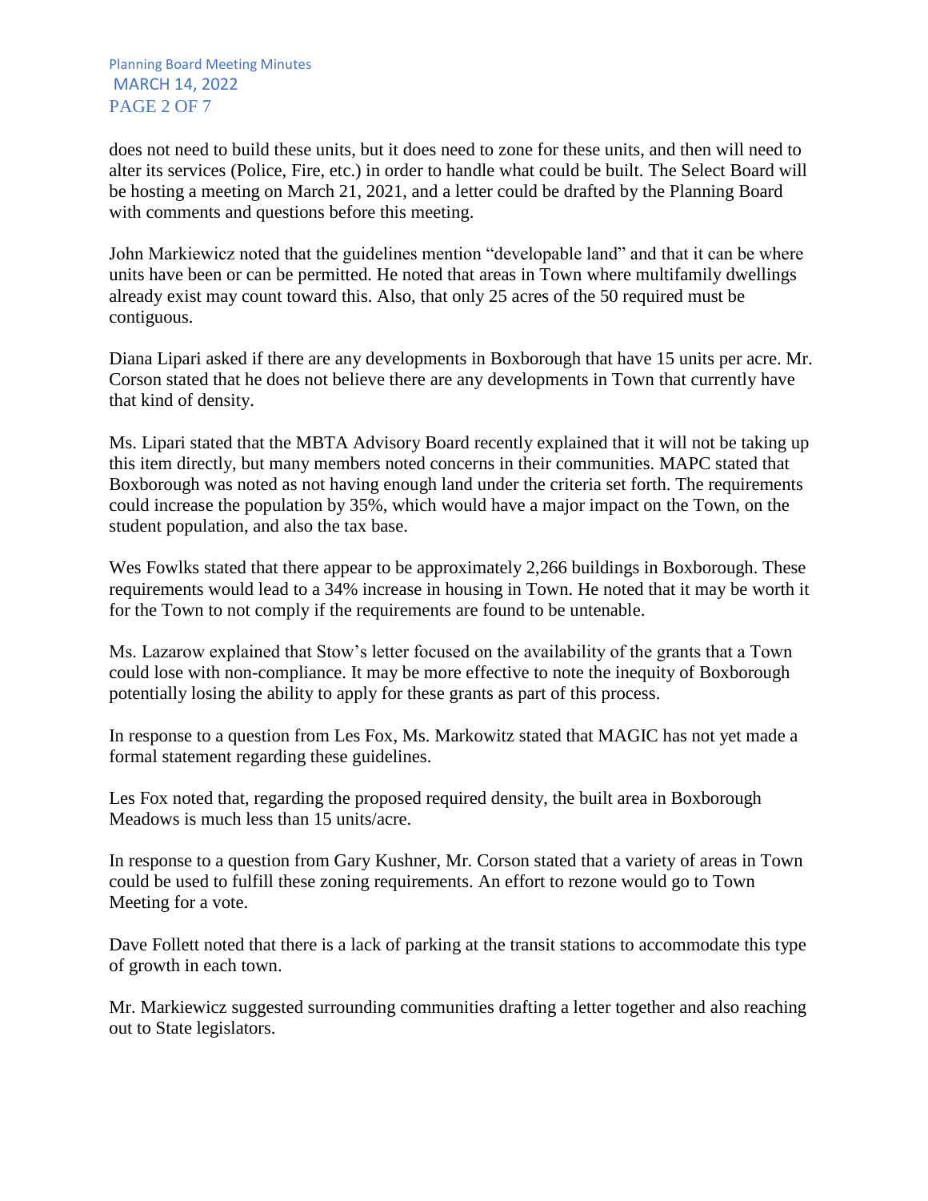does not need to build these units, but it does need to zone for these units, and then will need to alter its services (Police, Fire, etc.) in order to handle what could be built. The Select Board will be hosting a meeting on March 21, 2021, and a letter could be drafted by the Planning Board with comments and questions before this meeting.

John Markiewicz noted that the guidelines mention "developable land" and that it can be where units have been or can be permitted. He noted that areas in Town where multifamily dwellings already exist may count toward this. Also, that only 25 acres of the 50 required must be contiguous.

Diana Lipari asked if there are any developments in Boxborough that have 15 units per acre. Mr. Corson stated that he does not believe there are any developments in Town that currently have that kind of density.

Ms. Lipari stated that the MBTA Advisory Board recently explained that it will not be taking up this item directly, but many members noted concerns in their communities. MAPC stated that Boxborough was noted as not having enough land under the criteria set forth. The requirements could increase the population by 35%, which would have a major impact on the Town, on the student population, and also the tax base.

Wes Fowlks stated that there appear to be approximately 2,266 buildings in Boxborough. These requirements would lead to a 34% increase in housing in Town. He noted that it may be worth it for the Town to not comply if the requirements are found to be untenable.

Ms. Lazarow explained that Stow's letter focused on the availability of the grants that a Town could lose with non-compliance. It may be more effective to note the inequity of Boxborough potentially losing the ability to apply for these grants as part of this process.

In response to a question from Les Fox, Ms. Markowitz stated that MAGIC has not yet made a formal statement regarding these guidelines.

Les Fox noted that, regarding the proposed required density, the built area in Boxborough Meadows is much less than 15 units/acre.

In response to a question from Gary Kushner, Mr. Corson stated that a variety of areas in Town could be used to fulfill these zoning requirements. An effort to rezone would go to Town Meeting for a vote.

Dave Follett noted that there is a lack of parking at the transit stations to accommodate this type of growth in each town.

Mr. Markiewicz suggested surrounding communities drafting a letter together and also reaching out to State legislators.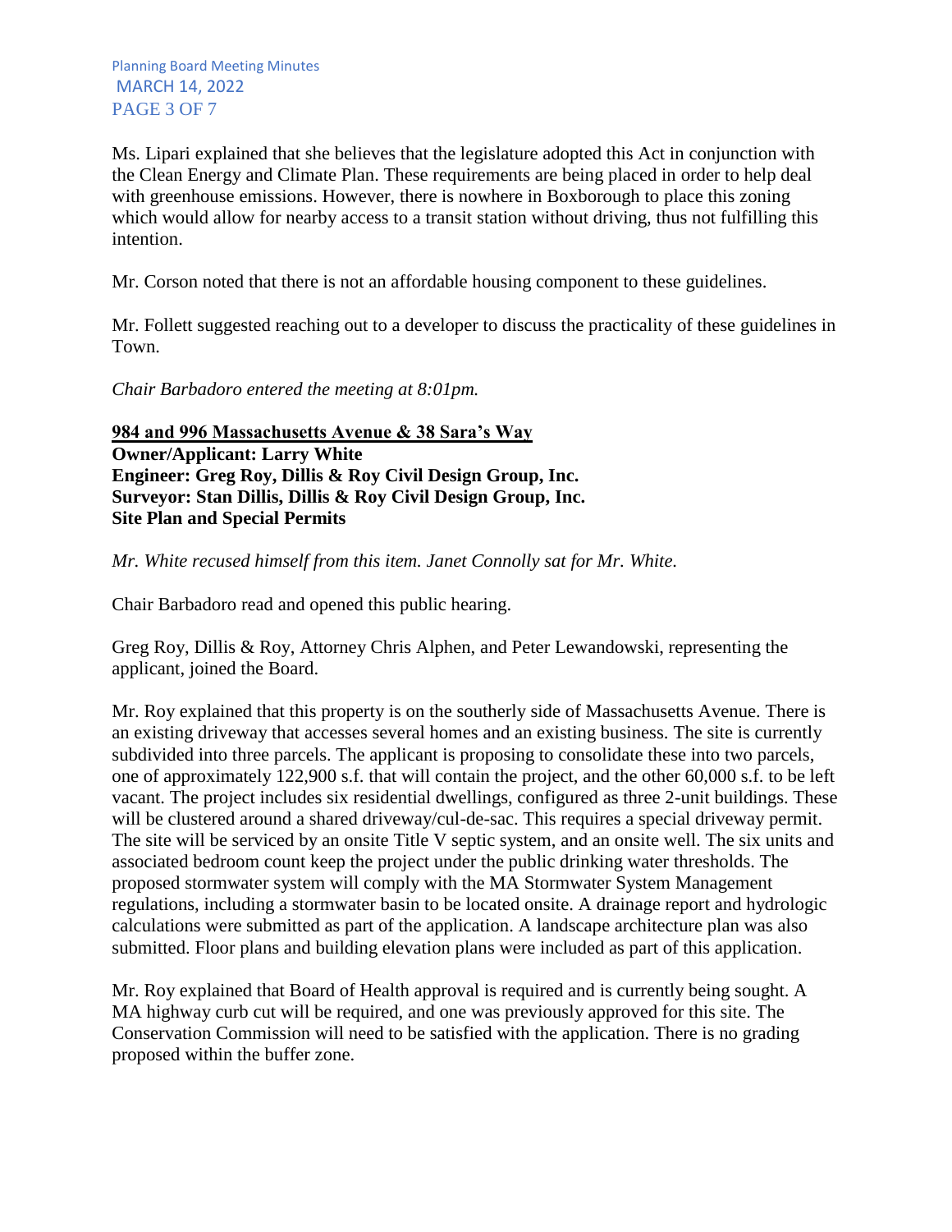Ms. Lipari explained that she believes that the legislature adopted this Act in conjunction with the Clean Energy and Climate Plan. These requirements are being placed in order to help deal with greenhouse emissions. However, there is nowhere in Boxborough to place this zoning which would allow for nearby access to a transit station without driving, thus not fulfilling this intention.

Mr. Corson noted that there is not an affordable housing component to these guidelines.

Mr. Follett suggested reaching out to a developer to discuss the practicality of these guidelines in Town.

*Chair Barbadoro entered the meeting at 8:01pm.*

**984 and 996 Massachusetts Avenue & 38 Sara's Way**
**Owner/Applicant: Larry White**
**Engineer: Greg Roy, Dillis & Roy Civil Design Group, Inc.**
**Surveyor: Stan Dillis, Dillis & Roy Civil Design Group, Inc.**
**Site Plan and Special Permits**

*Mr. White recused himself from this item. Janet Connolly sat for Mr. White.*

Chair Barbadoro read and opened this public hearing.

Greg Roy, Dillis & Roy, Attorney Chris Alphen, and Peter Lewandowski, representing the applicant, joined the Board.

Mr. Roy explained that this property is on the southerly side of Massachusetts Avenue. There is an existing driveway that accesses several homes and an existing business. The site is currently subdivided into three parcels. The applicant is proposing to consolidate these into two parcels, one of approximately 122,900 s.f. that will contain the project, and the other 60,000 s.f. to be left vacant. The project includes six residential dwellings, configured as three 2-unit buildings. These will be clustered around a shared driveway/cul-de-sac. This requires a special driveway permit. The site will be serviced by an onsite Title V septic system, and an onsite well. The six units and associated bedroom count keep the project under the public drinking water thresholds. The proposed stormwater system will comply with the MA Stormwater System Management regulations, including a stormwater basin to be located onsite. A drainage report and hydrologic calculations were submitted as part of the application. A landscape architecture plan was also submitted. Floor plans and building elevation plans were included as part of this application.

Mr. Roy explained that Board of Health approval is required and is currently being sought. A MA highway curb cut will be required, and one was previously approved for this site. The Conservation Commission will need to be satisfied with the application. There is no grading proposed within the buffer zone.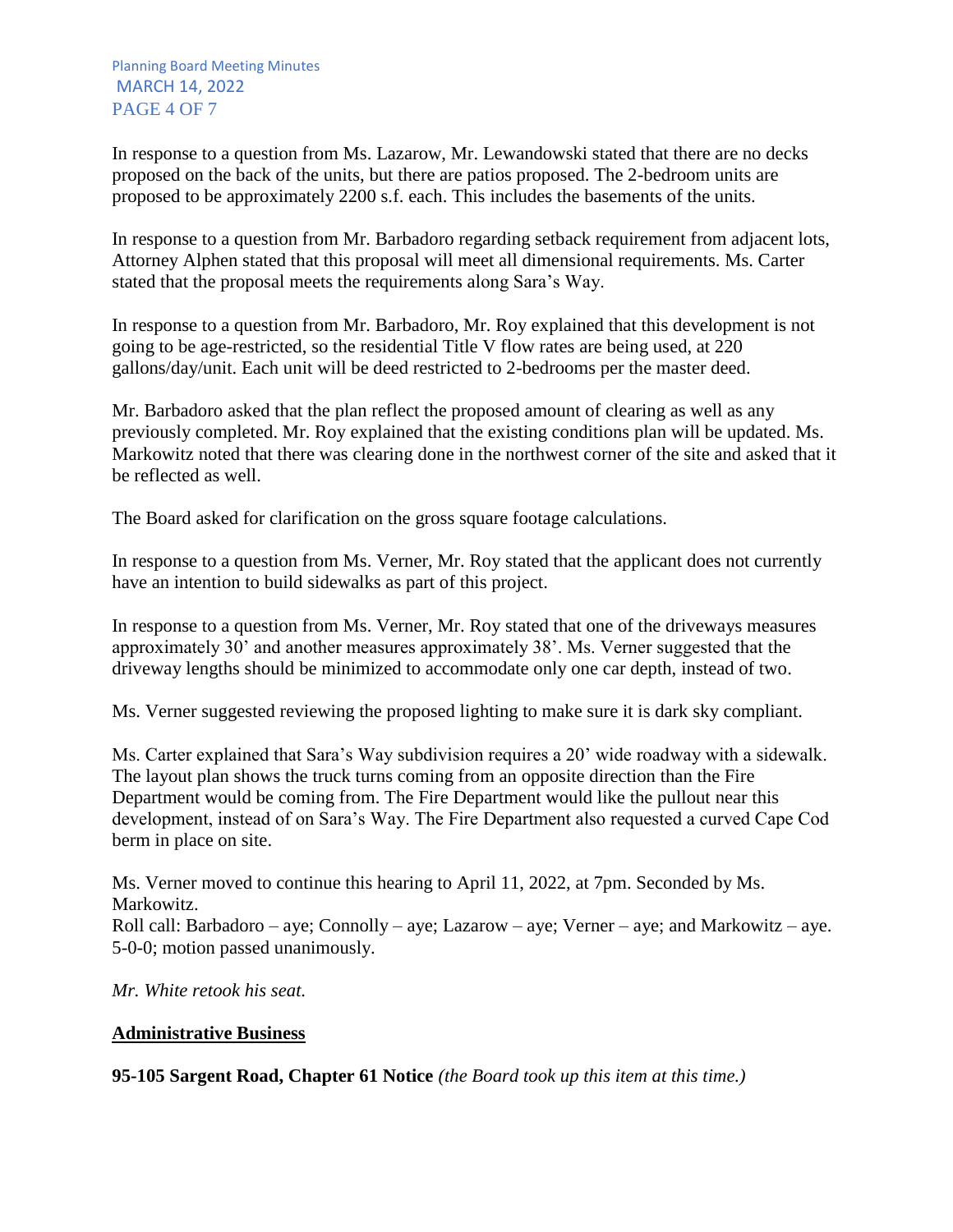In response to a question from Ms. Lazarow, Mr. Lewandowski stated that there are no decks proposed on the back of the units, but there are patios proposed. The 2-bedroom units are proposed to be approximately 2200 s.f. each. This includes the basements of the units.

In response to a question from Mr. Barbadoro regarding setback requirement from adjacent lots, Attorney Alphen stated that this proposal will meet all dimensional requirements. Ms. Carter stated that the proposal meets the requirements along Sara's Way.

In response to a question from Mr. Barbadoro, Mr. Roy explained that this development is not going to be age-restricted, so the residential Title V flow rates are being used, at 220 gallons/day/unit. Each unit will be deed restricted to 2-bedrooms per the master deed.

Mr. Barbadoro asked that the plan reflect the proposed amount of clearing as well as any previously completed. Mr. Roy explained that the existing conditions plan will be updated. Ms. Markowitz noted that there was clearing done in the northwest corner of the site and asked that it be reflected as well.

The Board asked for clarification on the gross square footage calculations.

In response to a question from Ms. Verner, Mr. Roy stated that the applicant does not currently have an intention to build sidewalks as part of this project.

In response to a question from Ms. Verner, Mr. Roy stated that one of the driveways measures approximately 30' and another measures approximately 38'. Ms. Verner suggested that the driveway lengths should be minimized to accommodate only one car depth, instead of two.

Ms. Verner suggested reviewing the proposed lighting to make sure it is dark sky compliant.

Ms. Carter explained that Sara's Way subdivision requires a 20' wide roadway with a sidewalk. The layout plan shows the truck turns coming from an opposite direction than the Fire Department would be coming from. The Fire Department would like the pullout near this development, instead of on Sara's Way. The Fire Department also requested a curved Cape Cod berm in place on site.

Ms. Verner moved to continue this hearing to April 11, 2022, at 7pm. Seconded by Ms. Markowitz.
Roll call: Barbadoro – aye; Connolly – aye; Lazarow – aye; Verner – aye; and Markowitz – aye. 5-0-0; motion passed unanimously.

*Mr. White retook his seat.*

## **Administrative Business**

**95-105 Sargent Road, Chapter 61 Notice** *(the Board took up this item at this time.)*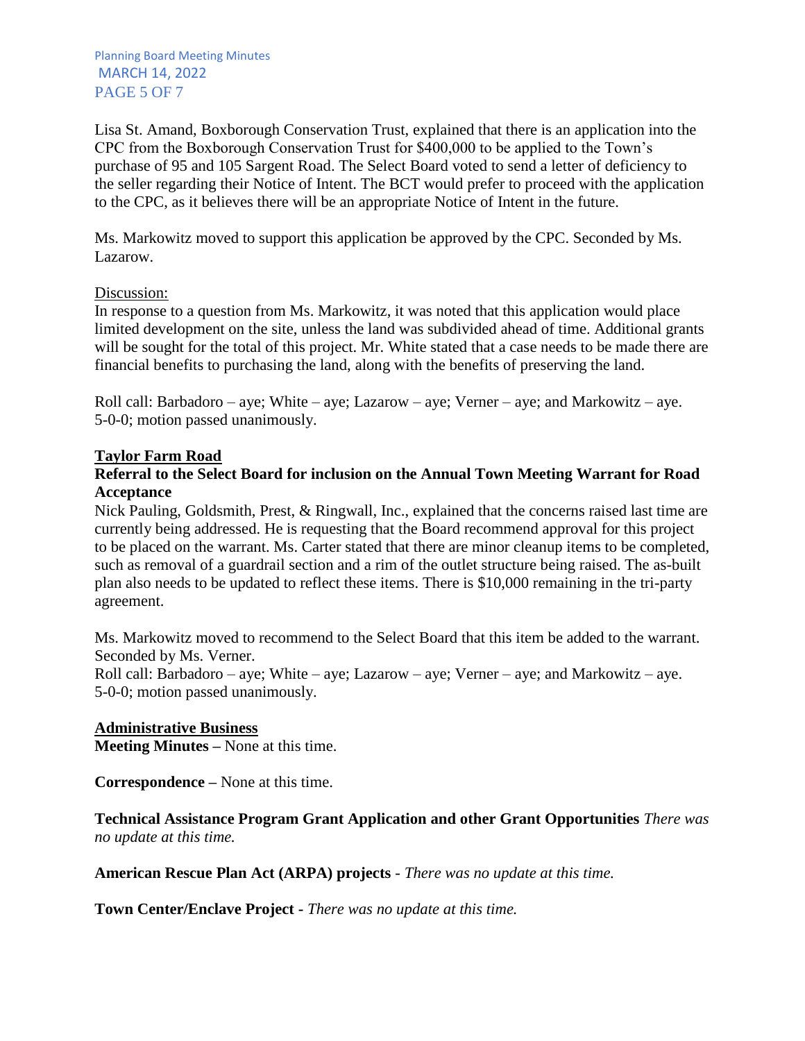Lisa St. Amand, Boxborough Conservation Trust, explained that there is an application into the CPC from the Boxborough Conservation Trust for $400,000 to be applied to the Town's purchase of 95 and 105 Sargent Road. The Select Board voted to send a letter of deficiency to the seller regarding their Notice of Intent. The BCT would prefer to proceed with the application to the CPC, as it believes there will be an appropriate Notice of Intent in the future.

Ms. Markowitz moved to support this application be approved by the CPC. Seconded by Ms. Lazarow.

Discussion:
In response to a question from Ms. Markowitz, it was noted that this application would place limited development on the site, unless the land was subdivided ahead of time. Additional grants will be sought for the total of this project. Mr. White stated that a case needs to be made there are financial benefits to purchasing the land, along with the benefits of preserving the land.

Roll call: Barbadoro – aye; White – aye; Lazarow – aye; Verner – aye; and Markowitz – aye. 5-0-0; motion passed unanimously.

**Taylor Farm Road**

**Referral to the Select Board for inclusion on the Annual Town Meeting Warrant for Road Acceptance**

Nick Pauling, Goldsmith, Prest, & Ringwall, Inc., explained that the concerns raised last time are currently being addressed. He is requesting that the Board recommend approval for this project to be placed on the warrant. Ms. Carter stated that there are minor cleanup items to be completed, such as removal of a guardrail section and a rim of the outlet structure being raised. The as-built plan also needs to be updated to reflect these items. There is $10,000 remaining in the tri-party agreement.

Ms. Markowitz moved to recommend to the Select Board that this item be added to the warrant. Seconded by Ms. Verner.
Roll call: Barbadoro – aye; White – aye; Lazarow – aye; Verner – aye; and Markowitz – aye. 5-0-0; motion passed unanimously.

**Administrative Business**

**Meeting Minutes –** None at this time.

**Correspondence –** None at this time.

**Technical Assistance Program Grant Application and other Grant Opportunities** *There was no update at this time.*

**American Rescue Plan Act (ARPA) projects** - *There was no update at this time.*

**Town Center/Enclave Project** - *There was no update at this time.*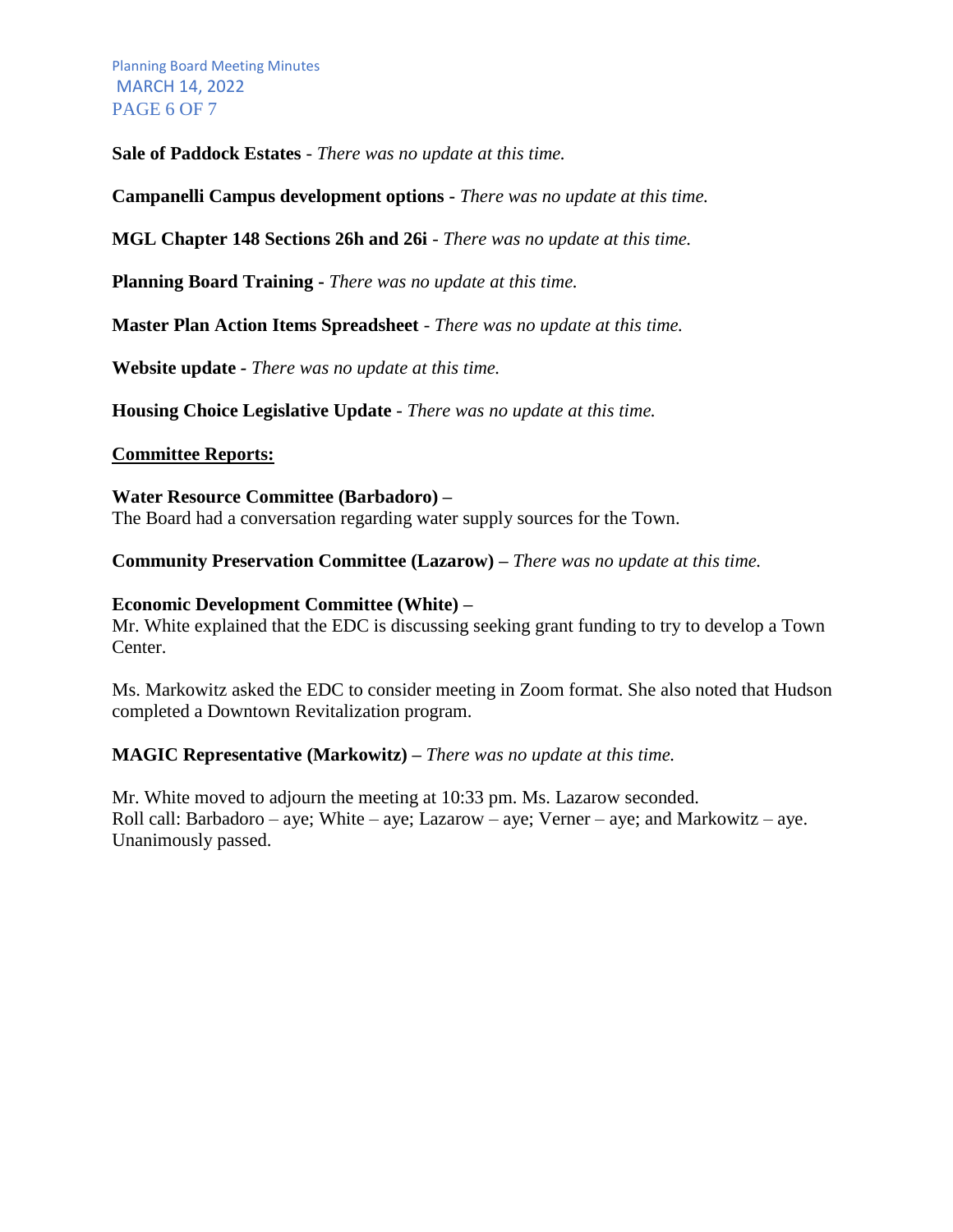**Sale of Paddock Estates** - *There was no update at this time.*

**Campanelli Campus development options** - *There was no update at this time.*

**MGL Chapter 148 Sections 26h and 26i** - *There was no update at this time.*

**Planning Board Training** - *There was no update at this time.*

**Master Plan Action Items Spreadsheet** - *There was no update at this time.*

**Website update** - *There was no update at this time.*

**Housing Choice Legislative Update** - *There was no update at this time.*

**<u>Committee Reports:</u>**

**Water Resource Committee (Barbadoro) –**
The Board had a conversation regarding water supply sources for the Town.

**Community Preservation Committee (Lazarow) –** *There was no update at this time.*

**Economic Development Committee (White) –**
Mr. White explained that the EDC is discussing seeking grant funding to try to develop a Town Center.

Ms. Markowitz asked the EDC to consider meeting in Zoom format. She also noted that Hudson completed a Downtown Revitalization program.

**MAGIC Representative (Markowitz) –** *There was no update at this time.*

Mr. White moved to adjourn the meeting at 10:33 pm. Ms. Lazarow seconded.
Roll call: Barbadoro – aye; White – aye; Lazarow – aye; Verner – aye; and Markowitz – aye.
Unanimously passed.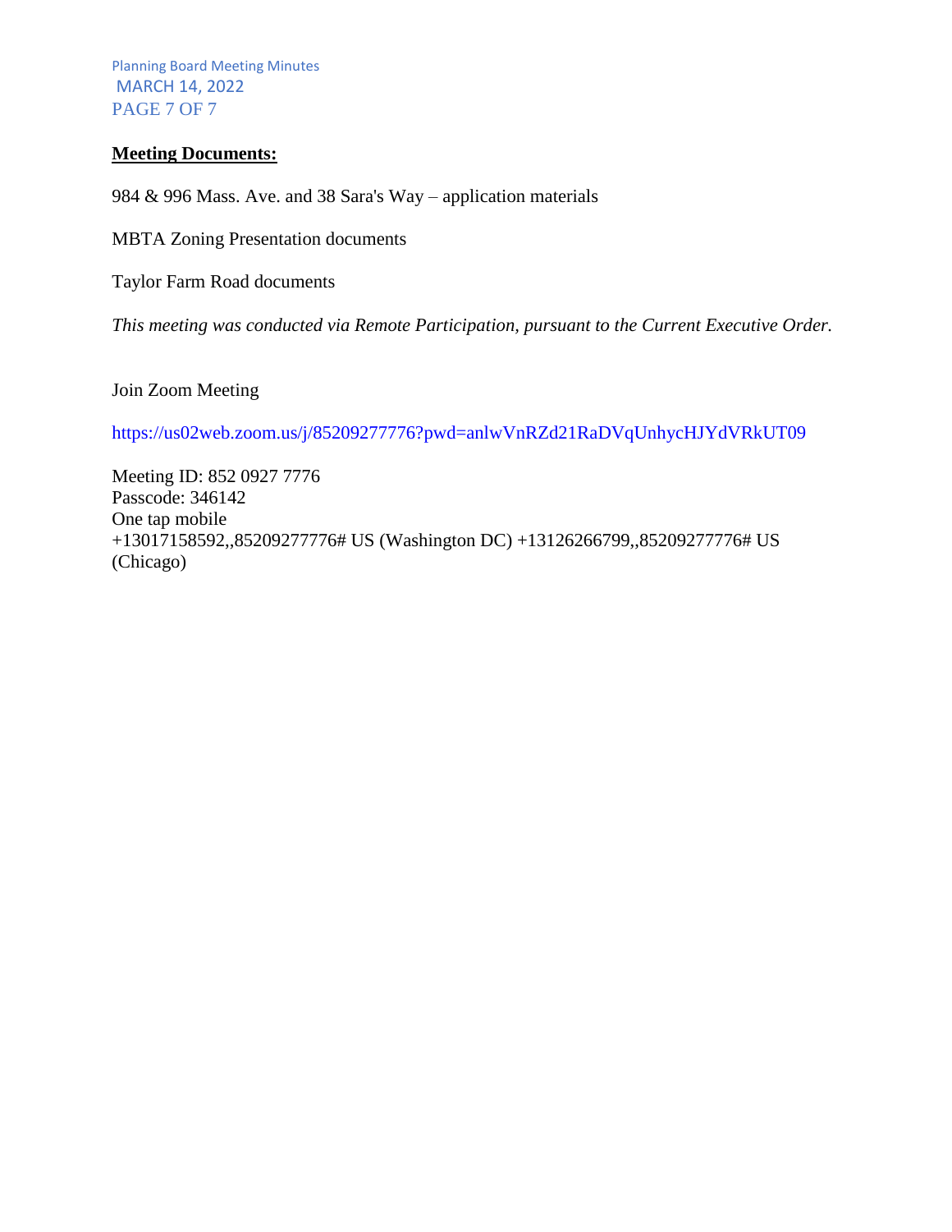**Meeting Documents:**

984 & 996 Mass. Ave. and 38 Sara's Way – application materials

MBTA Zoning Presentation documents

Taylor Farm Road documents

*This meeting was conducted via Remote Participation, pursuant to the Current Executive Order.*

Join Zoom Meeting

https://us02web.zoom.us/j/85209277776?pwd=anlwVnRZd21RaDVqUnhycHJYdVRkUT09

Meeting ID: 852 0927 7776
Passcode: 346142
One tap mobile
+13017158592,,85209277776# US (Washington DC) +13126266799,,85209277776# US (Chicago)